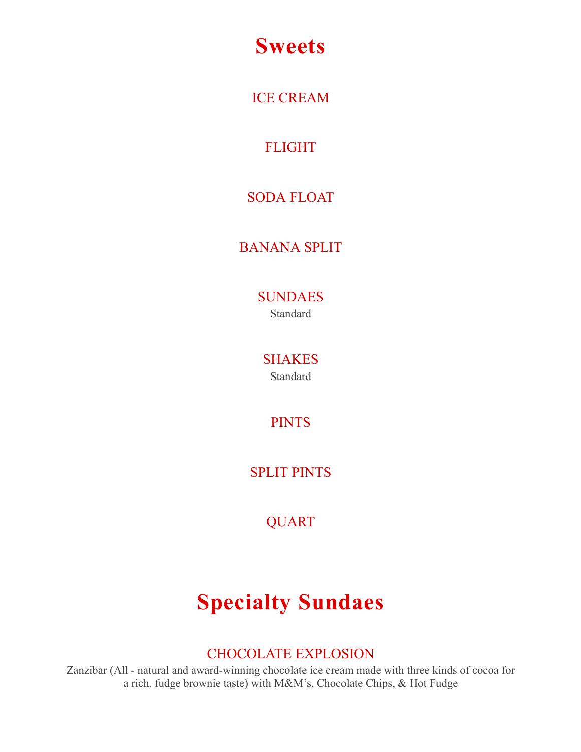# Sweets

### ICE CREAM

### FLIGHT

### SODA FLOAT

### BANANA SPLIT

### SUNDAES

Standard

### SHAKES

Standard

### PINTS

### SPLIT PINTS

### QUART

# Specialty Sundaes

### CHOCOLATE EXPLOSION

Zanzibar (All - natural and award-winning chocolate ice cream made with three kinds of cocoa for a rich, fudge brownie taste) with M&M's, Chocolate Chips, & Hot Fudge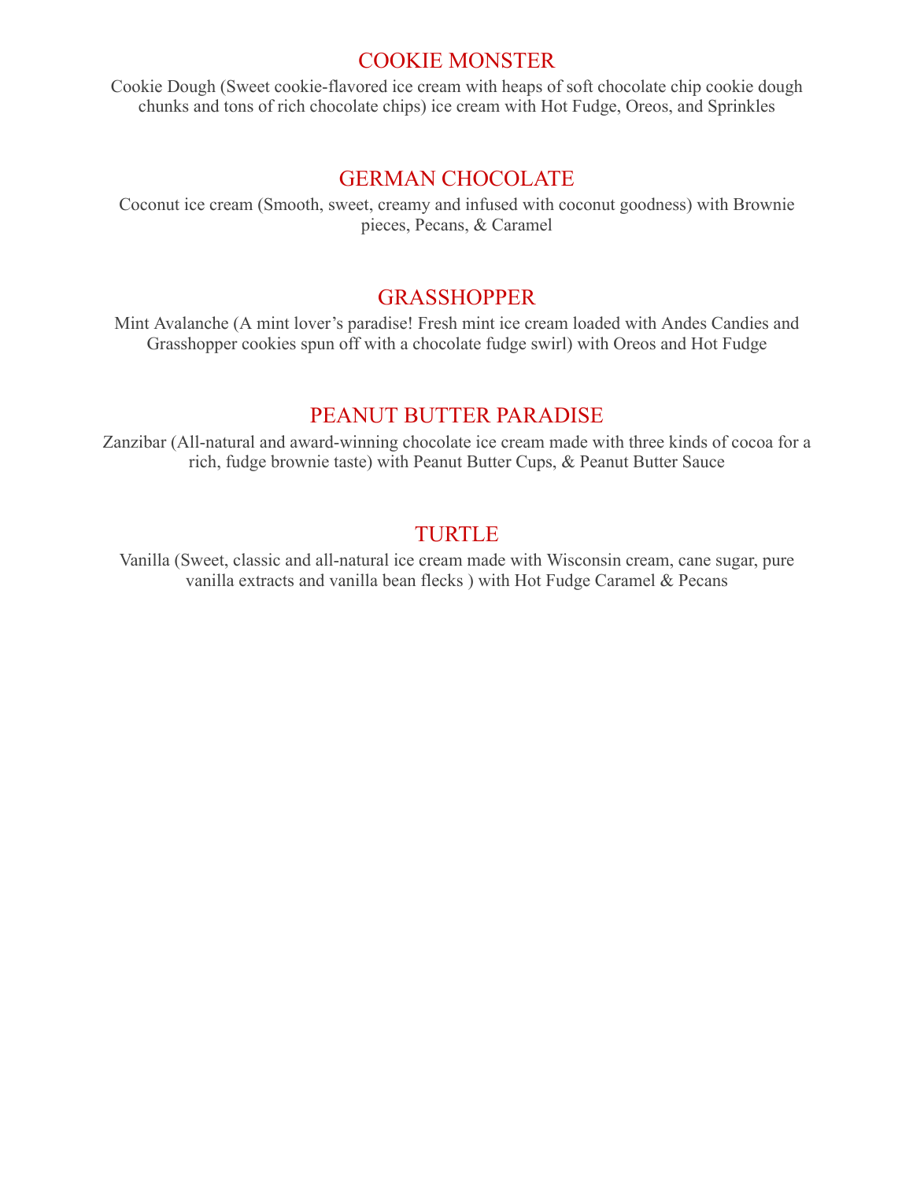## COOKIE MONSTER

Cookie Dough (Sweet cookie-flavored ice cream with heaps of soft chocolate chip cookie dough chunks and tons of rich chocolate chips) ice cream with Hot Fudge, Oreos, and Sprinkles

## GERMAN CHOCOLATE

Coconut ice cream (Smooth, sweet, creamy and infused with coconut goodness) with Brownie pieces, Pecans, & Caramel

## GRASSHOPPER

Mint Avalanche (A mint lover's paradise! Fresh mint ice cream loaded with Andes Candies and Grasshopper cookies spun off with a chocolate fudge swirl) with Oreos and Hot Fudge

## PEANUT BUTTER PARADISE

Zanzibar (All-natural and award-winning chocolate ice cream made with three kinds of cocoa for a rich, fudge brownie taste) with Peanut Butter Cups, & Peanut Butter Sauce

## TURTLE

Vanilla (Sweet, classic and all-natural ice cream made with Wisconsin cream, cane sugar, pure vanilla extracts and vanilla bean flecks ) with Hot Fudge Caramel & Pecans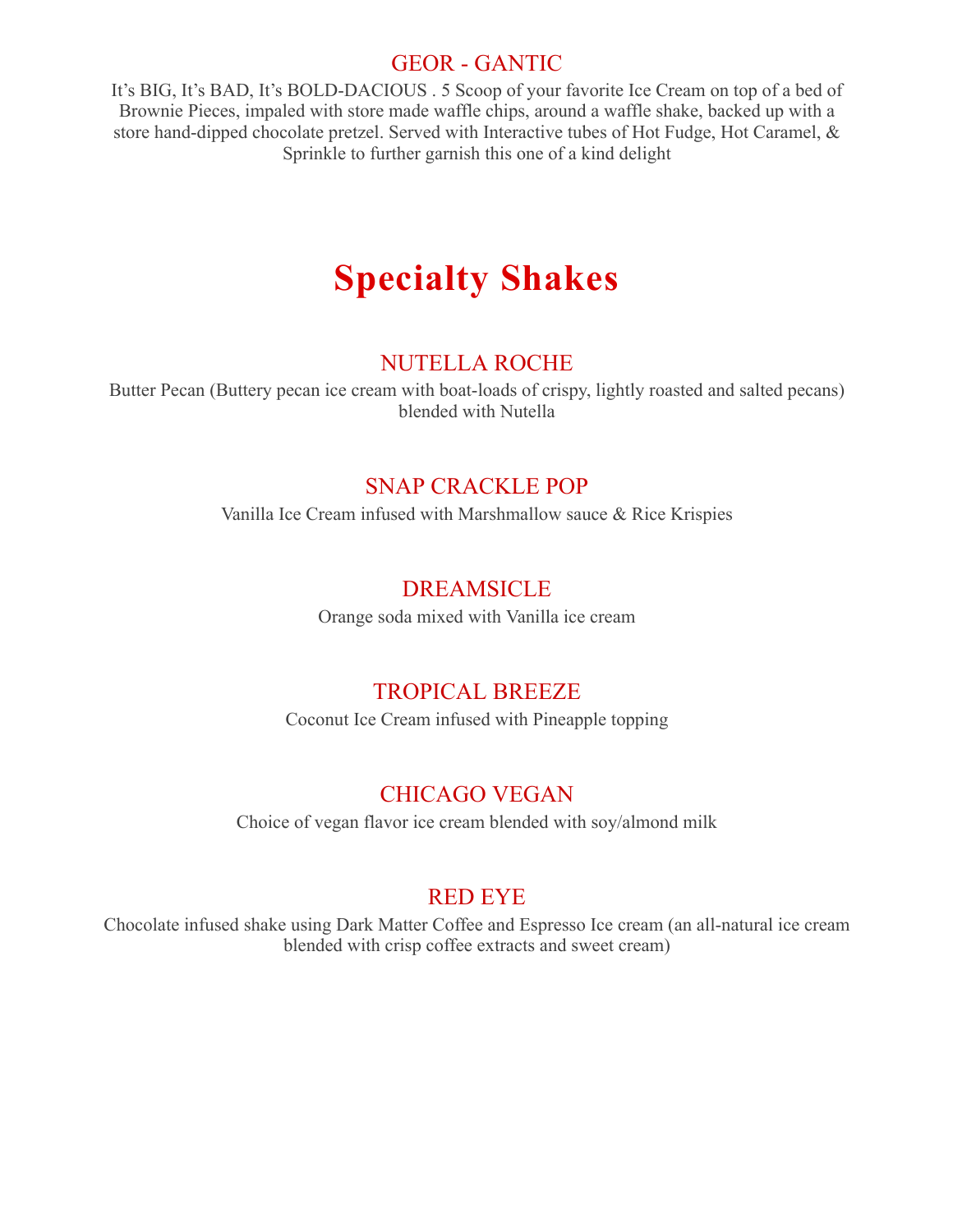### GEOR - GANTIC

It’s BIG, It’s BAD, It’s BOLD-DACIOUS . 5 Scoop of your favorite Ice Cream on top of a bed of Brownie Pieces, impaled with store made waffle chips, around a waffle shake, backed up with a store hand-dipped chocolate pretzel. Served with Interactive tubes of Hot Fudge, Hot Caramel, & Sprinkle to further garnish this one of a kind delight

# Specialty Shakes

### NUTELLA ROCHE

Butter Pecan (Buttery pecan ice cream with boat-loads of crispy, lightly roasted and salted pecans) blended with Nutella

### SNAP CRACKLE POP

Vanilla Ice Cream infused with Marshmallow sauce & Rice Krispies

### DREAMSICLE

Orange soda mixed with Vanilla ice cream

### TROPICAL BREEZE

Coconut Ice Cream infused with Pineapple topping

### CHICAGO VEGAN

Choice of vegan flavor ice cream blended with soy/almond milk

### RED EYE

Chocolate infused shake using Dark Matter Coffee and Espresso Ice cream (an all-natural ice cream blended with crisp coffee extracts and sweet cream)